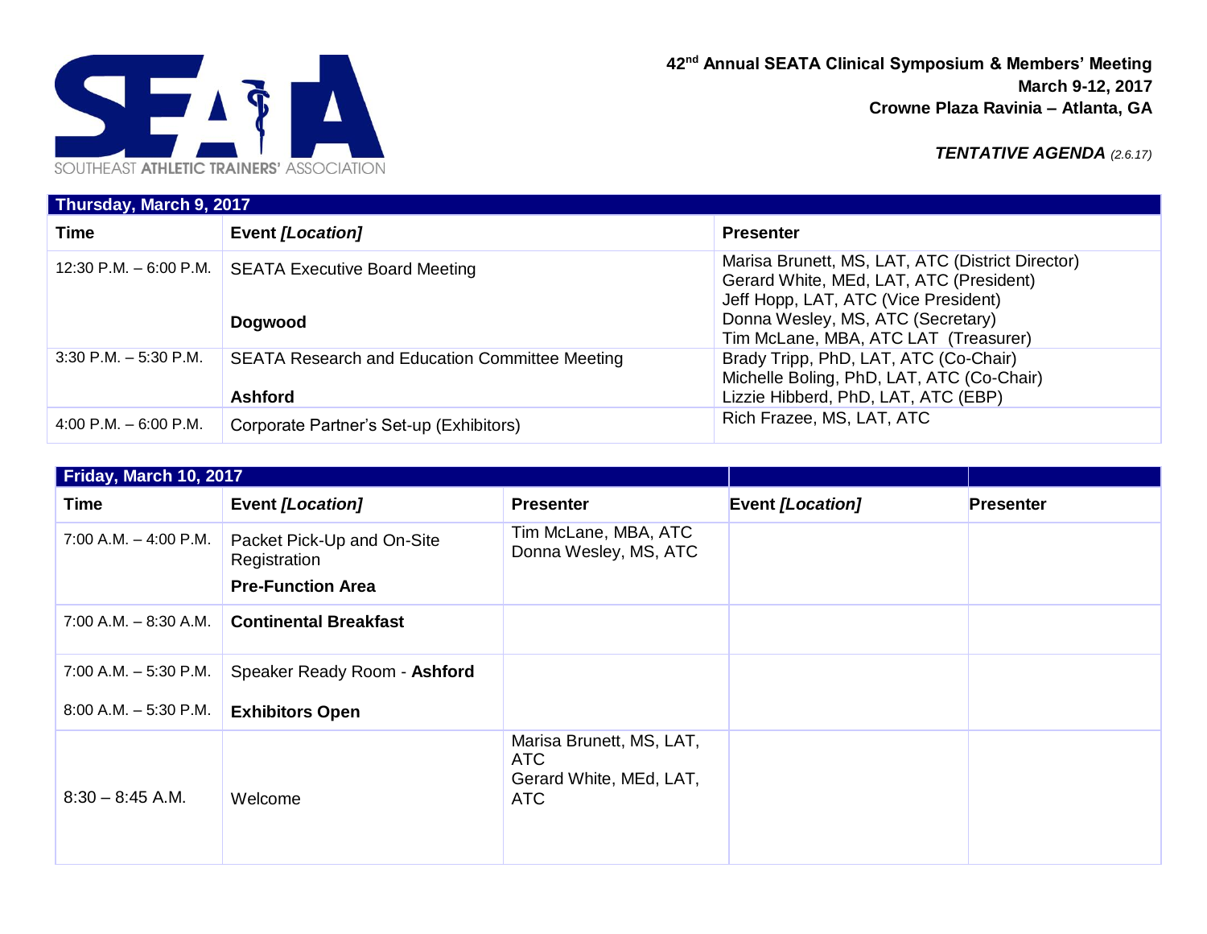SOUTHEAST **ATHLETIC TRAINERS'** ASSOCIATION

**42nd Annual SEATA Clinical Symposium & Members' Meeting**
**March 9-12, 2017**
**Crowne Plaza Ravinia – Atlanta, GA**

***TENTATIVE AGENDA*** *(2.6.17)*

| **Thursday, March 9, 2017** | | |
|---|---|---|
| **Time** | **Event *[Location]*** | **Presenter** |
| 12:30 P.M. – 6:00 P.M. | SEATA Executive Board Meeting<br><br>**Dogwood** | Marisa Brunett, MS, LAT, ATC (District Director)<br>Gerard White, MEd, LAT, ATC (President)<br>Jeff Hopp, LAT, ATC (Vice President)<br>Donna Wesley, MS, ATC (Secretary)<br>Tim McLane, MBA, ATC LAT (Treasurer) |
| 3:30 P.M. – 5:30 P.M. | SEATA Research and Education Committee Meeting<br><br>**Ashford** | Brady Tripp, PhD, LAT, ATC (Co-Chair)<br>Michelle Boling, PhD, LAT, ATC (Co-Chair)<br>Lizzie Hibberd, PhD, LAT, ATC (EBP) |
| 4:00 P.M. – 6:00 P.M. | Corporate Partner's Set-up (Exhibitors) | Rich Frazee, MS, LAT, ATC |

| **Friday, March 10, 2017** | | | | |
|---|---|---|---|---|
| **Time** | **Event *[Location]*** | **Presenter** | **Event *[Location]*** | **Presenter** |
| 7:00 A.M. – 4:00 P.M. | Packet Pick-Up and On-Site Registration<br>**Pre-Function Area** | Tim McLane, MBA, ATC<br>Donna Wesley, MS, ATC | | |
| 7:00 A.M. – 8:30 A.M. | **Continental Breakfast** | | | |
| 7:00 A.M. – 5:30 P.M.<br><br>8:00 A.M. – 5:30 P.M. | Speaker Ready Room - **Ashford**<br><br>**Exhibitors Open** | | | |
| 8:30 – 8:45 A.M. | Welcome | Marisa Brunett, MS, LAT, ATC<br>Gerard White, MEd, LAT, ATC | | |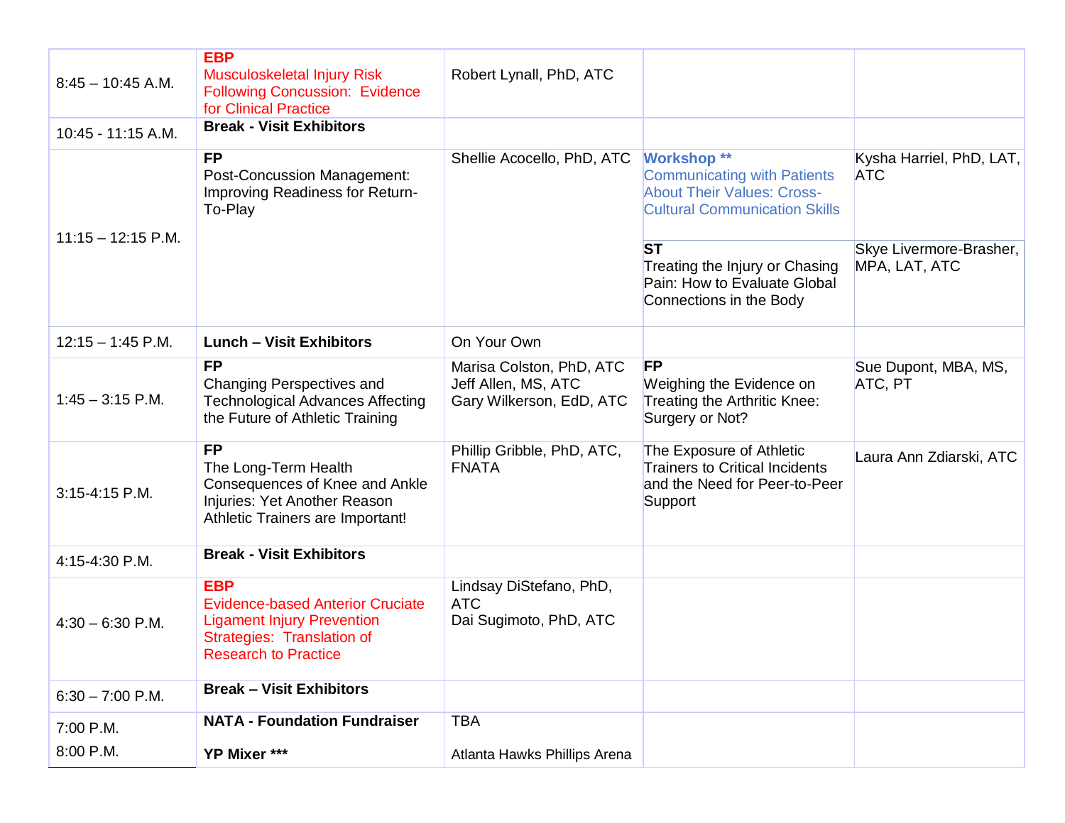| | | | | |
|---|---|---|---|---|
| 8:45 – 10:45 A.M. | **EBP** Musculoskeletal Injury Risk Following Concussion: Evidence for Clinical Practice | Robert Lynall, PhD, ATC | | |
| 10:45 - 11:15 A.M. | **Break - Visit Exhibitors** | | | |
| 11:15 – 12:15 P.M. | **FP** Post-Concussion Management: Improving Readiness for Return-To-Play | Shellie Acocello, PhD, ATC | **Workshop \*\*** Communicating with Patients About Their Values: Cross-Cultural Communication Skills | Kysha Harriel, PhD, LAT, ATC |
| | | | **ST** Treating the Injury or Chasing Pain: How to Evaluate Global Connections in the Body | Skye Livermore-Brasher, MPA, LAT, ATC |
| 12:15 – 1:45 P.M. | **Lunch – Visit Exhibitors** | On Your Own | | |
| 1:45 – 3:15 P.M. | **FP** Changing Perspectives and Technological Advances Affecting the Future of Athletic Training | Marisa Colston, PhD, ATC<br>Jeff Allen, MS, ATC<br>Gary Wilkerson, EdD, ATC | **FP** Weighing the Evidence on Treating the Arthritic Knee: Surgery or Not? | Sue Dupont, MBA, MS, ATC, PT |
| 3:15-4:15 P.M. | **FP** The Long-Term Health Consequences of Knee and Ankle Injuries: Yet Another Reason Athletic Trainers are Important! | Phillip Gribble, PhD, ATC, FNATA | The Exposure of Athletic Trainers to Critical Incidents and the Need for Peer-to-Peer Support | Laura Ann Zdiarski, ATC |
| 4:15-4:30 P.M. | **Break - Visit Exhibitors** | | | |
| 4:30 – 6:30 P.M. | **EBP** Evidence-based Anterior Cruciate Ligament Injury Prevention Strategies: Translation of Research to Practice | Lindsay DiStefano, PhD, ATC<br>Dai Sugimoto, PhD, ATC | | |
| 6:30 – 7:00 P.M. | **Break – Visit Exhibitors** | | | |
| 7:00 P.M. | **NATA - Foundation Fundraiser** | TBA | | |
| 8:00 P.M. | **YP Mixer \*\*\*** | Atlanta Hawks Phillips Arena | | |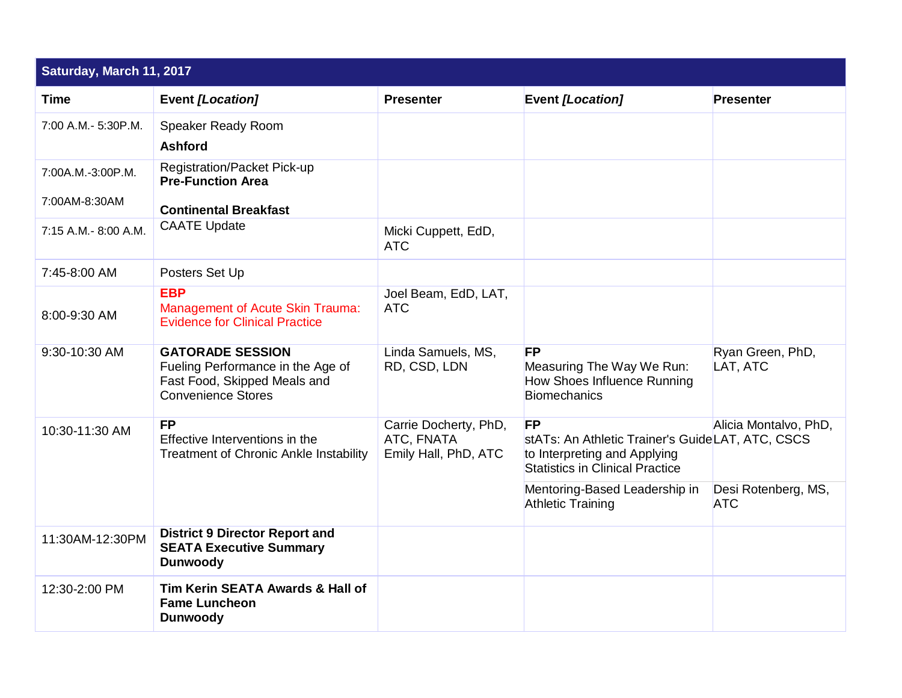| Saturday, March 11, 2017 | | | | |
|---|---|---|---|---|
| **Time** | **Event *[Location]*** | **Presenter** | **Event *[Location]*** | **Presenter** |
| 7:00 A.M.- 5:30P.M. | Speaker Ready Room<br>**Ashford** | | | |
| 7:00A.M.-3:00P.M.<br>7:00AM-8:30AM | Registration/Packet Pick-up<br>**Pre-Function Area**<br>**Continental Breakfast** | | | |
| 7:15 A.M.- 8:00 A.M. | CAATE Update | Micki Cuppett, EdD, ATC | | |
| 7:45-8:00 AM | Posters Set Up | | | |
| 8:00-9:30 AM | **EBP**<br>Management of Acute Skin Trauma: Evidence for Clinical Practice | Joel Beam, EdD, LAT, ATC | | |
| 9:30-10:30 AM | **GATORADE SESSION**<br>Fueling Performance in the Age of Fast Food, Skipped Meals and Convenience Stores | Linda Samuels, MS, RD, CSD, LDN | **FP**<br>Measuring The Way We Run: How Shoes Influence Running Biomechanics | Ryan Green, PhD, LAT, ATC |
| 10:30-11:30 AM | **FP**<br>Effective Interventions in the Treatment of Chronic Ankle Instability | Carrie Docherty, PhD, ATC, FNATA<br>Emily Hall, PhD, ATC | **FP**<br>stATs: An Athletic Trainer's Guide to Interpreting and Applying Statistics in Clinical Practice | Alicia Montalvo, PhD, LAT, ATC, CSCS |
| | | | Mentoring-Based Leadership in Athletic Training | Desi Rotenberg, MS, ATC |
| 11:30AM-12:30PM | **District 9 Director Report and SEATA Executive Summary**<br>**Dunwoody** | | | |
| 12:30-2:00 PM | **Tim Kerin SEATA Awards & Hall of Fame Luncheon**<br>**Dunwoody** | | | |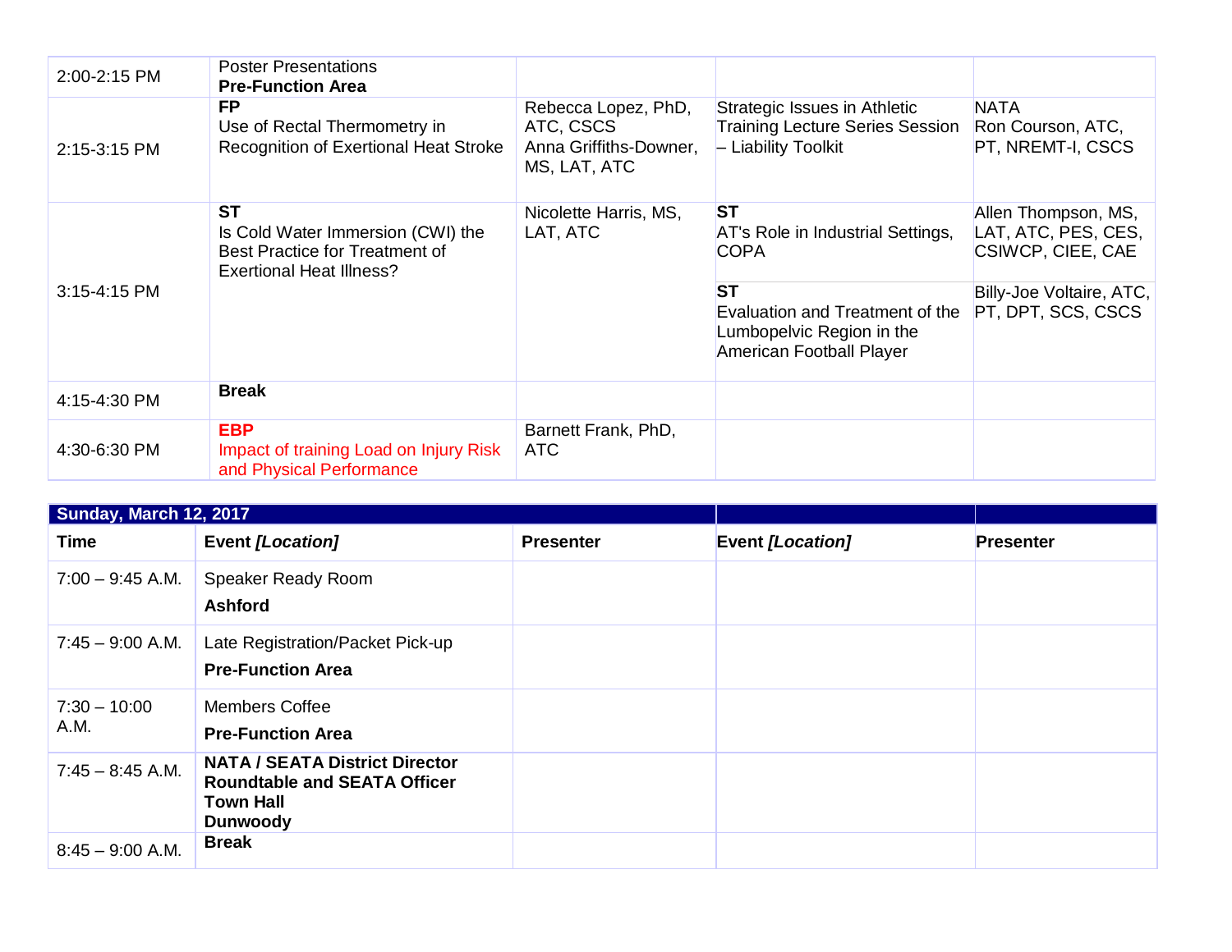| | | | | |
|---|---|---|---|---|
| 2:00-2:15 PM | Poster Presentations **Pre-Function Area** | | | |
| 2:15-3:15 PM | **FP** Use of Rectal Thermometry in Recognition of Exertional Heat Stroke | Rebecca Lopez, PhD, ATC, CSCS Anna Griffiths-Downer, MS, LAT, ATC | Strategic Issues in Athletic Training Lecture Series Session – Liability Toolkit | NATA Ron Courson, ATC, PT, NREMT-I, CSCS |
| 3:15-4:15 PM | **ST** Is Cold Water Immersion (CWI) the Best Practice for Treatment of Exertional Heat Illness? | Nicolette Harris, MS, LAT, ATC | **ST** AT's Role in Industrial Settings, COPA | Allen Thompson, MS, LAT, ATC, PES, CES, CSIWCP, CIEE, CAE |
| | | | **ST** Evaluation and Treatment of the Lumbopelvic Region in the American Football Player | Billy-Joe Voltaire, ATC, PT, DPT, SCS, CSCS |
| 4:15-4:30 PM | **Break** | | | |
| 4:30-6:30 PM | **EBP** Impact of training Load on Injury Risk and Physical Performance | Barnett Frank, PhD, ATC | | |

| **Sunday, March 12, 2017** | | | | |
|---|---|---|---|---|
| **Time** | **Event *[Location]*** | **Presenter** | **Event *[Location]*** | **Presenter** |
| 7:00 – 9:45 A.M. | Speaker Ready Room **Ashford** | | | |
| 7:45 – 9:00 A.M. | Late Registration/Packet Pick-up **Pre-Function Area** | | | |
| 7:30 – 10:00 A.M. | Members Coffee **Pre-Function Area** | | | |
| 7:45 – 8:45 A.M. | **NATA / SEATA District Director Roundtable and SEATA Officer Town Hall Dunwoody** | | | |
| 8:45 – 9:00 A.M. | **Break** | | | |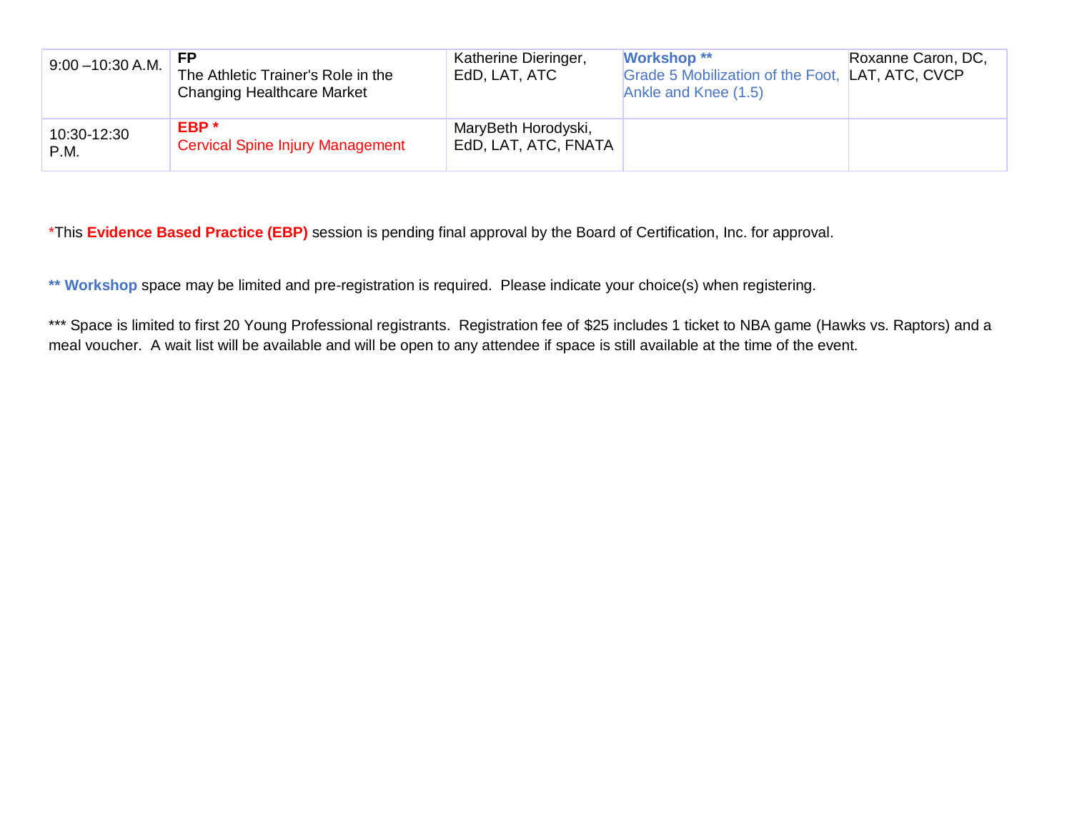| | | | | |
|---|---|---|---|---|
| 9:00 –10:30 A.M. | **FP**<br>The Athletic Trainer's Role in the Changing Healthcare Market | Katherine Dieringer, EdD, LAT, ATC | **Workshop** \*\*<br>Grade 5 Mobilization of the Foot, Ankle and Knee (1.5) | Roxanne Caron, DC, LAT, ATC, CVCP |
| 10:30-12:30 P.M. | **EBP** *<br>Cervical Spine Injury Management | MaryBeth Horodyski, EdD, LAT, ATC, FNATA | | |

*This **Evidence Based Practice (EBP)** session is pending final approval by the Board of Certification, Inc. for approval.

**\*\* Workshop** space may be limited and pre-registration is required. Please indicate your choice(s) when registering.

\*\*\* Space is limited to first 20 Young Professional registrants. Registration fee of $25 includes 1 ticket to NBA game (Hawks vs. Raptors) and a meal voucher. A wait list will be available and will be open to any attendee if space is still available at the time of the event.